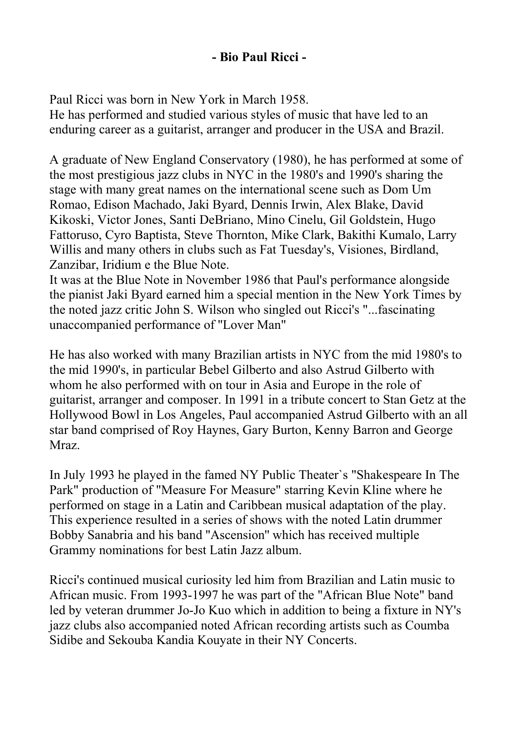# - Bio Paul Ricci -

Paul Ricci was born in New York in March 1958.
He has performed and studied various styles of music that have led to an enduring career as a guitarist, arranger and producer in the USA and Brazil.

A graduate of New England Conservatory (1980), he has performed at some of the most prestigious jazz clubs in NYC in the 1980's and 1990's sharing the stage with many great names on the international scene such as Dom Um Romao, Edison Machado, Jaki Byard, Dennis Irwin, Alex Blake, David Kikoski, Victor Jones, Santi DeBriano, Mino Cinelu, Gil Goldstein, Hugo Fattoruso, Cyro Baptista, Steve Thornton, Mike Clark, Bakithi Kumalo, Larry Willis and many others in clubs such as Fat Tuesday's, Visiones, Birdland, Zanzibar, Iridium e the Blue Note.
It was at the Blue Note in November 1986 that Paul's performance alongside the pianist Jaki Byard earned him a special mention in the New York Times by the noted jazz critic John S. Wilson who singled out Ricci's "...fascinating unaccompanied performance of "Lover Man"

He has also worked with many Brazilian artists in NYC from the mid 1980's to the mid 1990's, in particular Bebel Gilberto and also Astrud Gilberto with whom he also performed with on tour in Asia and Europe in the role of guitarist, arranger and composer. In 1991 in a tribute concert to Stan Getz at the Hollywood Bowl in Los Angeles, Paul accompanied Astrud Gilberto with an all star band comprised of Roy Haynes, Gary Burton, Kenny Barron and George Mraz.

In July 1993 he played in the famed NY Public Theater`s "Shakespeare In The Park" production of "Measure For Measure" starring Kevin Kline where he performed on stage in a Latin and Caribbean musical adaptation of the play. This experience resulted in a series of shows with the noted Latin drummer Bobby Sanabria and his band "Ascension" which has received multiple Grammy nominations for best Latin Jazz album.

Ricci's continued musical curiosity led him from Brazilian and Latin music to African music. From 1993-1997 he was part of the "African Blue Note" band led by veteran drummer Jo-Jo Kuo which in addition to being a fixture in NY's jazz clubs also accompanied noted African recording artists such as Coumba Sidibe and Sekouba Kandia Kouyate in their NY Concerts.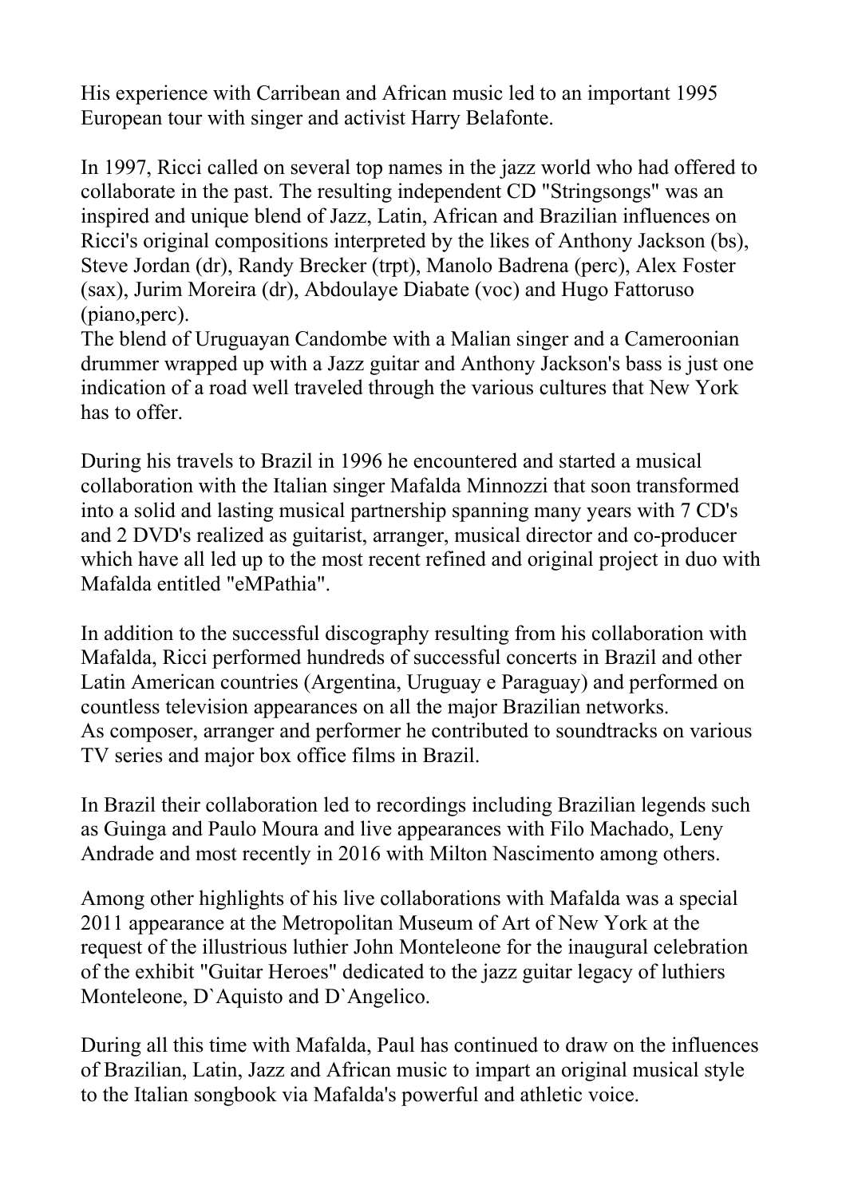His experience with Carribean and African music led to an important 1995 European tour with singer and activist Harry Belafonte.

In 1997, Ricci called on several top names in the jazz world who had offered to collaborate in the past. The resulting independent CD "Stringsongs" was an inspired and unique blend of Jazz, Latin, African and Brazilian influences on Ricci's original compositions interpreted by the likes of Anthony Jackson (bs), Steve Jordan (dr), Randy Brecker (trpt), Manolo Badrena (perc), Alex Foster (sax), Jurim Moreira (dr), Abdoulaye Diabate (voc) and Hugo Fattoruso (piano,perc).
The blend of Uruguayan Candombe with a Malian singer and a Cameroonian drummer wrapped up with a Jazz guitar and Anthony Jackson's bass is just one indication of a road well traveled through the various cultures that New York has to offer.

During his travels to Brazil in 1996 he encountered and started a musical collaboration with the Italian singer Mafalda Minnozzi that soon transformed into a solid and lasting musical partnership spanning many years with 7 CD's and 2 DVD's realized as guitarist, arranger, musical director and co-producer which have all led up to the most recent refined and original project in duo with Mafalda entitled "eMPathia".

In addition to the successful discography resulting from his collaboration with Mafalda, Ricci performed hundreds of successful concerts in Brazil and other Latin American countries (Argentina, Uruguay e Paraguay) and performed on countless television appearances on all the major Brazilian networks.
As composer, arranger and performer he contributed to soundtracks on various TV series and major box office films in Brazil.

In Brazil their collaboration led to recordings including Brazilian legends such as Guinga and Paulo Moura and live appearances with Filo Machado, Leny Andrade and most recently in 2016 with Milton Nascimento among others.

Among other highlights of his live collaborations with Mafalda was a special 2011 appearance at the Metropolitan Museum of Art of New York at the request of the illustrious luthier John Monteleone for the inaugural celebration of the exhibit "Guitar Heroes" dedicated to the jazz guitar legacy of luthiers Monteleone, D`Aquisto and D`Angelico.

During all this time with Mafalda, Paul has continued to draw on the influences of Brazilian, Latin, Jazz and African music to impart an original musical style to the Italian songbook via Mafalda's powerful and athletic voice.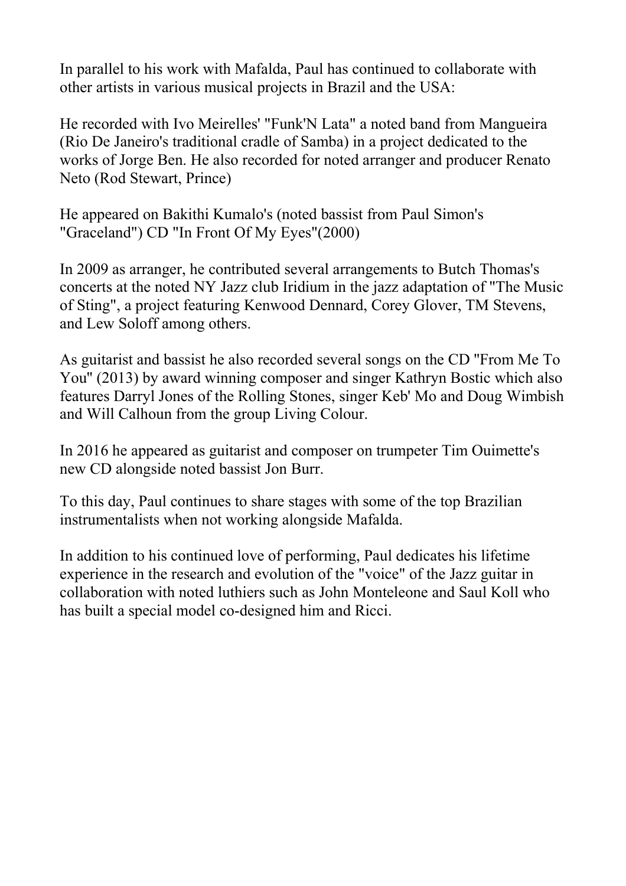In parallel to his work with Mafalda, Paul has continued to collaborate with other artists in various musical projects in Brazil and the USA:

He recorded with Ivo Meirelles' "Funk'N Lata" a noted band from Mangueira (Rio De Janeiro's traditional cradle of Samba) in a project dedicated to the works of Jorge Ben. He also recorded for noted arranger and producer Renato Neto (Rod Stewart, Prince)

He appeared on Bakithi Kumalo's (noted bassist from Paul Simon's "Graceland") CD "In Front Of My Eyes"(2000)

In 2009 as arranger, he contributed several arrangements to Butch Thomas's concerts at the noted NY Jazz club Iridium in the jazz adaptation of "The Music of Sting", a project featuring Kenwood Dennard, Corey Glover, TM Stevens, and Lew Soloff among others.

As guitarist and bassist he also recorded several songs on the CD "From Me To You" (2013) by award winning composer and singer Kathryn Bostic which also features Darryl Jones of the Rolling Stones, singer Keb' Mo and Doug Wimbish and Will Calhoun from the group Living Colour.

In 2016 he appeared as guitarist and composer on trumpeter Tim Ouimette's new CD alongside noted bassist Jon Burr.

To this day, Paul continues to share stages with some of the top Brazilian instrumentalists when not working alongside Mafalda.

In addition to his continued love of performing, Paul dedicates his lifetime experience in the research and evolution of the "voice" of the Jazz guitar in collaboration with noted luthiers such as John Monteleone and Saul Koll who has built a special model co-designed him and Ricci.